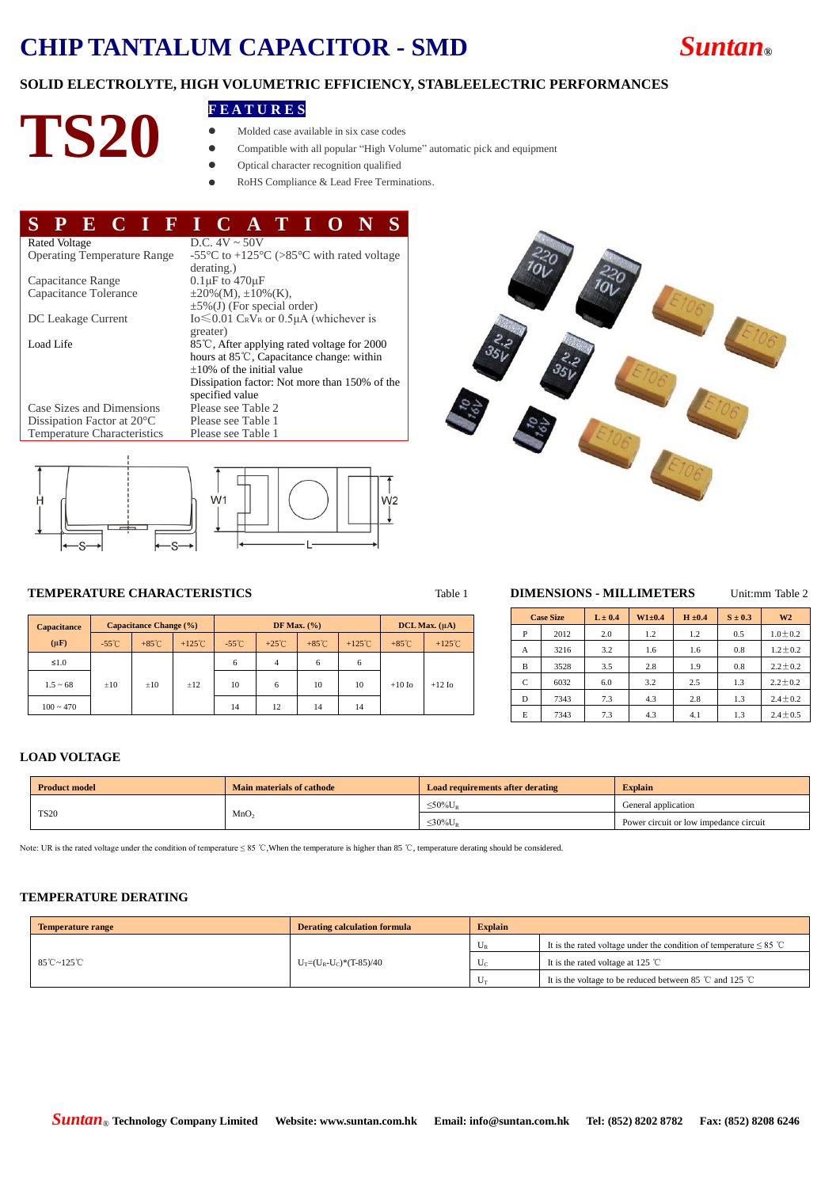# CHIP TANTALUM CAPACITOR - SMD

*Suntan*®

**SOLID ELECTROLYTE, HIGH VOLUMETRIC EFFICIENCY, STABLEELECTRIC PERFORMANCES**

# TS20

**FEATURES**

- Molded case available in six case codes
- Compatible with all popular "High Volume" automatic pick and equipment
- Optical character recognition qualified
- RoHS Compliance & Lead Free Terminations.

## SPECIFICATIONS

| | |
|---|---|
| Rated Voltage | D.C. 4V ~ 50V |
| Operating Temperature Range | -55°C to +125°C (>85°C with rated voltage derating.) |
| Capacitance Range | 0.1μF to 470μF |
| Capacitance Tolerance | ±20%(M), ±10%(K), ±5%(J) (For special order) |
| DC Leakage Current | Io≤0.01 $C_R V_R$ or 0.5μA (whichever is greater) |
| Load Life | 85℃, After applying rated voltage for 2000 hours at 85℃, Capacitance change: within ±10% of the initial value<br>Dissipation factor: Not more than 150% of the specified value |
| Case Sizes and Dimensions | Please see Table 2 |
| Dissipation Factor at 20°C | Please see Table 1 |
| Temperature Characteristics | Please see Table 1 |

### TEMPERATURE CHARACTERISTICS

Table 1

| Capacitance (μF) | Capacitance Change (%) | | | DF Max. (%) | | | | DCL Max. (μA) | |
|---|---|---|---|---|---|---|---|---|---|
| | -55℃ | +85℃ | +125℃ | -55℃ | +25℃ | +85℃ | +125℃ | +85℃ | +125℃ |
| ≤1.0 | ±10 | ±10 | ±12 | 6 | 4 | 6 | 6 | +10 Io | +12 Io |
| 1.5 ~ 68 | | | | 10 | 6 | 10 | 10 | | |
| 100 ~ 470 | | | | 14 | 12 | 14 | 14 | | |

### DIMENSIONS - MILLIMETERS

Unit:mm Table 2

| Case Size | | L ± 0.4 | W1±0.4 | H ±0.4 | S ± 0.3 | W2 |
|---|---|---|---|---|---|---|
| P | 2012 | 2.0 | 1.2 | 1.2 | 0.5 | 1.0±0.2 |
| A | 3216 | 3.2 | 1.6 | 1.6 | 0.8 | 1.2±0.2 |
| B | 3528 | 3.5 | 2.8 | 1.9 | 0.8 | 2.2±0.2 |
| C | 6032 | 6.0 | 3.2 | 2.5 | 1.3 | 2.2±0.2 |
| D | 7343 | 7.3 | 4.3 | 2.8 | 1.3 | 2.4±0.2 |
| E | 7343 | 7.3 | 4.3 | 4.1 | 1.3 | 2.4±0.5 |

### LOAD VOLTAGE

| Product model | Main materials of cathode | Load requirements after derating | Explain |
|---|---|---|---|
| TS20 | $MnO_2$ | ≤50%$U_R$ | General application |
| | | ≤30%$U_R$ | Power circuit or low impedance circuit |

Note: UR is the rated voltage under the condition of temperature ≤ 85 ℃,When the temperature is higher than 85 ℃, temperature derating should be considered.

### TEMPERATURE DERATING

| Temperature range | Derating calculation formula | Explain | |
|---|---|---|---|
| 85℃~125℃ | $U_T$=($U_R$-$U_C$)*(T-85)/40 | $U_R$ | It is the rated voltage under the condition of temperature ≤ 85 ℃ |
| | | $U_C$ | It is the rated voltage at 125 ℃ |
| | | $U_T$ | It is the voltage to be reduced between 85 ℃ and 125 ℃ |

*Suntan*® Technology Company Limited  Website: www.suntan.com.hk  Email: info@suntan.com.hk  Tel: (852) 8202 8782  Fax: (852) 8208 6246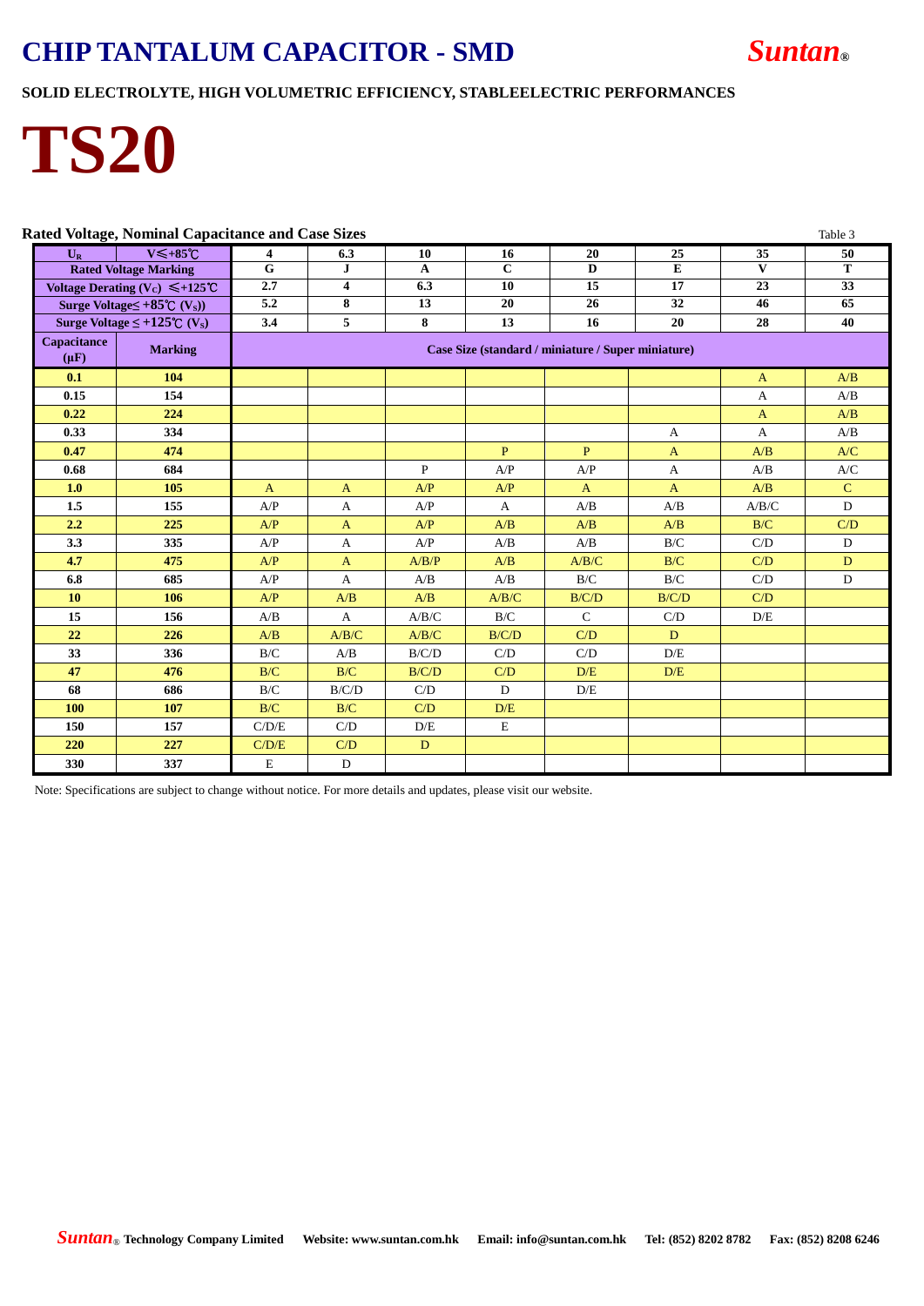# CHIP TANTALUM CAPACITOR - SMD

*Suntan*®

**SOLID ELECTROLYTE, HIGH VOLUMETRIC EFFICIENCY, STABLEELECTRIC PERFORMANCES**

# TS20

**Rated Voltage, Nominal Capacitance and Case Sizes**

Table 3

| $U_R$ | V≤+85℃ | 4 | 6.3 | 10 | 16 | 20 | 25 | 35 | 50 |
|---|---|---|---|---|---|---|---|---|---|
| Rated Voltage Marking | | G | J | A | C | D | E | V | T |
| Voltage Derating ($V_C$) ≤+125℃ | | 2.7 | 4 | 6.3 | 10 | 15 | 17 | 23 | 33 |
| Surge Voltage≤ +85℃ ($V_S$)) | | 5.2 | 8 | 13 | 20 | 26 | 32 | 46 | 65 |
| Surge Voltage ≤ +125℃ ($V_S$) | | 3.4 | 5 | 8 | 13 | 16 | 20 | 28 | 40 |
| Capacitance (μF) | Marking | Case Size (standard / miniature / Super miniature) | | | | | | | |
| 0.1 | 104 | | | | | | | A | A/B |
| 0.15 | 154 | | | | | | | A | A/B |
| 0.22 | 224 | | | | | | | A | A/B |
| 0.33 | 334 | | | | | | A | A | A/B |
| 0.47 | 474 | | | | P | P | A | A/B | A/C |
| 0.68 | 684 | | | P | A/P | A/P | A | A/B | A/C |
| 1.0 | 105 | A | A | A/P | A/P | A | A | A/B | C |
| 1.5 | 155 | A/P | A | A/P | A | A/B | A/B | A/B/C | D |
| 2.2 | 225 | A/P | A | A/P | A/B | A/B | A/B | B/C | C/D |
| 3.3 | 335 | A/P | A | A/P | A/B | A/B | B/C | C/D | D |
| 4.7 | 475 | A/P | A | A/B/P | A/B | A/B/C | B/C | C/D | D |
| 6.8 | 685 | A/P | A | A/B | A/B | B/C | B/C | C/D | D |
| 10 | 106 | A/P | A/B | A/B | A/B/C | B/C/D | B/C/D | C/D | |
| 15 | 156 | A/B | A | A/B/C | B/C | C | C/D | D/E | |
| 22 | 226 | A/B | A/B/C | A/B/C | B/C/D | C/D | D | | |
| 33 | 336 | B/C | A/B | B/C/D | C/D | C/D | D/E | | |
| 47 | 476 | B/C | B/C | B/C/D | C/D | D/E | D/E | | |
| 68 | 686 | B/C | B/C/D | C/D | D | D/E | | | |
| 100 | 107 | B/C | B/C | C/D | D/E | | | | |
| 150 | 157 | C/D/E | C/D | D/E | E | | | | |
| 220 | 227 | C/D/E | C/D | D | | | | | |
| 330 | 337 | E | D | | | | | | |

Note: Specifications are subject to change without notice. For more details and updates, please visit our website.

*Suntan*® Technology Company Limited   Website: www.suntan.com.hk   Email: info@suntan.com.hk   Tel: (852) 8202 8782   Fax: (852) 8208 6246